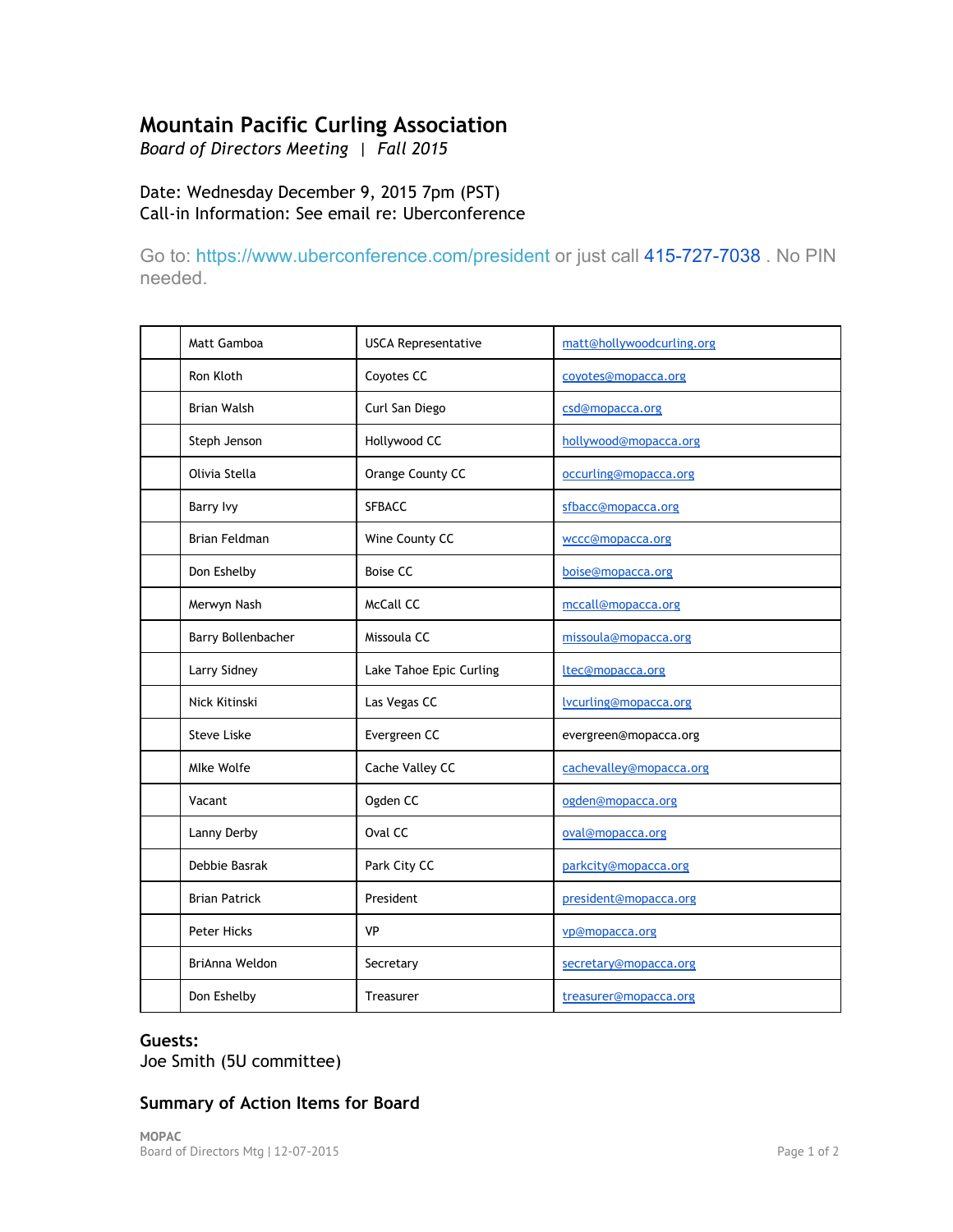# Mountain Pacific Curling Association

*Board of Directors Meeting | Fall 2015*

Date: Wednesday December 9, 2015 7pm (PST)
Call-in Information: See email re: Uberconference

Go to: https://www.uberconference.com/president or just call 415-727-7038 . No PIN needed.

| | | | |
|---|---|---|---|
| | Matt Gamboa | USCA Representative | matt@hollywoodcurling.org |
| | Ron Kloth | Coyotes CC | coyotes@mopacca.org |
| | Brian Walsh | Curl San Diego | csd@mopacca.org |
| | Steph Jenson | Hollywood CC | hollywood@mopacca.org |
| | Olivia Stella | Orange County CC | occurling@mopacca.org |
| | Barry Ivy | SFBACC | sfbacc@mopacca.org |
| | Brian Feldman | Wine County CC | wccc@mopacca.org |
| | Don Eshelby | Boise CC | boise@mopacca.org |
| | Merwyn Nash | McCall CC | mccall@mopacca.org |
| | Barry Bollenbacher | Missoula CC | missoula@mopacca.org |
| | Larry Sidney | Lake Tahoe Epic Curling | ltec@mopacca.org |
| | Nick Kitinski | Las Vegas CC | lvcurling@mopacca.org |
| | Steve Liske | Evergreen CC | evergreen@mopacca.org |
| | MIke Wolfe | Cache Valley CC | cachevalley@mopacca.org |
| | Vacant | Ogden CC | ogden@mopacca.org |
| | Lanny Derby | Oval CC | oval@mopacca.org |
| | Debbie Basrak | Park City CC | parkcity@mopacca.org |
| | Brian Patrick | President | president@mopacca.org |
| | Peter Hicks | VP | vp@mopacca.org |
| | BriAnna Weldon | Secretary | secretary@mopacca.org |
| | Don Eshelby | Treasurer | treasurer@mopacca.org |

**Guests:**
Joe Smith (5U committee)

## Summary of Action Items for Board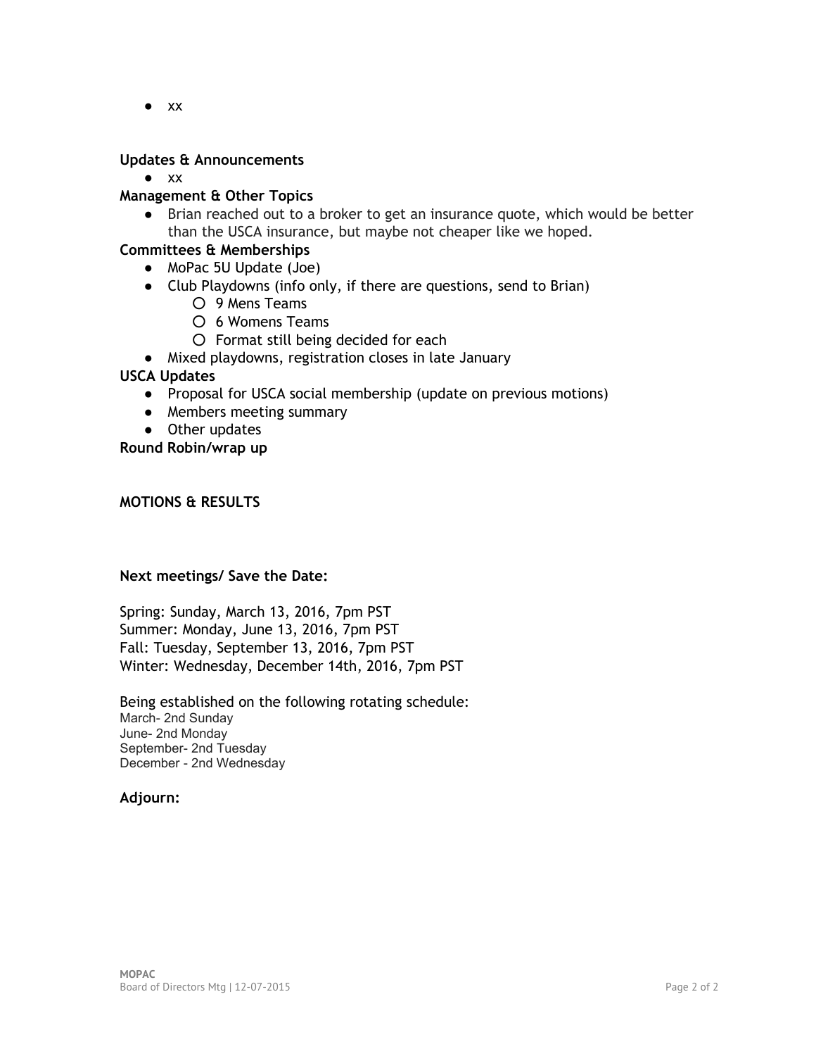- xx

**Updates & Announcements**

- xx

**Management & Other Topics**

- Brian reached out to a broker to get an insurance quote, which would be better than the USCA insurance, but maybe not cheaper like we hoped.

**Committees & Memberships**

- MoPac 5U Update (Joe)
- Club Playdowns (info only, if there are questions, send to Brian)
  - 9 Mens Teams
  - 6 Womens Teams
  - Format still being decided for each
- Mixed playdowns, registration closes in late January

**USCA Updates**

- Proposal for USCA social membership (update on previous motions)
- Members meeting summary
- Other updates

**Round Robin/wrap up**

**MOTIONS & RESULTS**

**Next meetings/ Save the Date:**

Spring: Sunday, March 13, 2016, 7pm PST
Summer: Monday, June 13, 2016, 7pm PST
Fall: Tuesday, September 13, 2016, 7pm PST
Winter: Wednesday, December 14th, 2016, 7pm PST

Being established on the following rotating schedule:
March- 2nd Sunday
June- 2nd Monday
September- 2nd Tuesday
December - 2nd Wednesday

**Adjourn:**